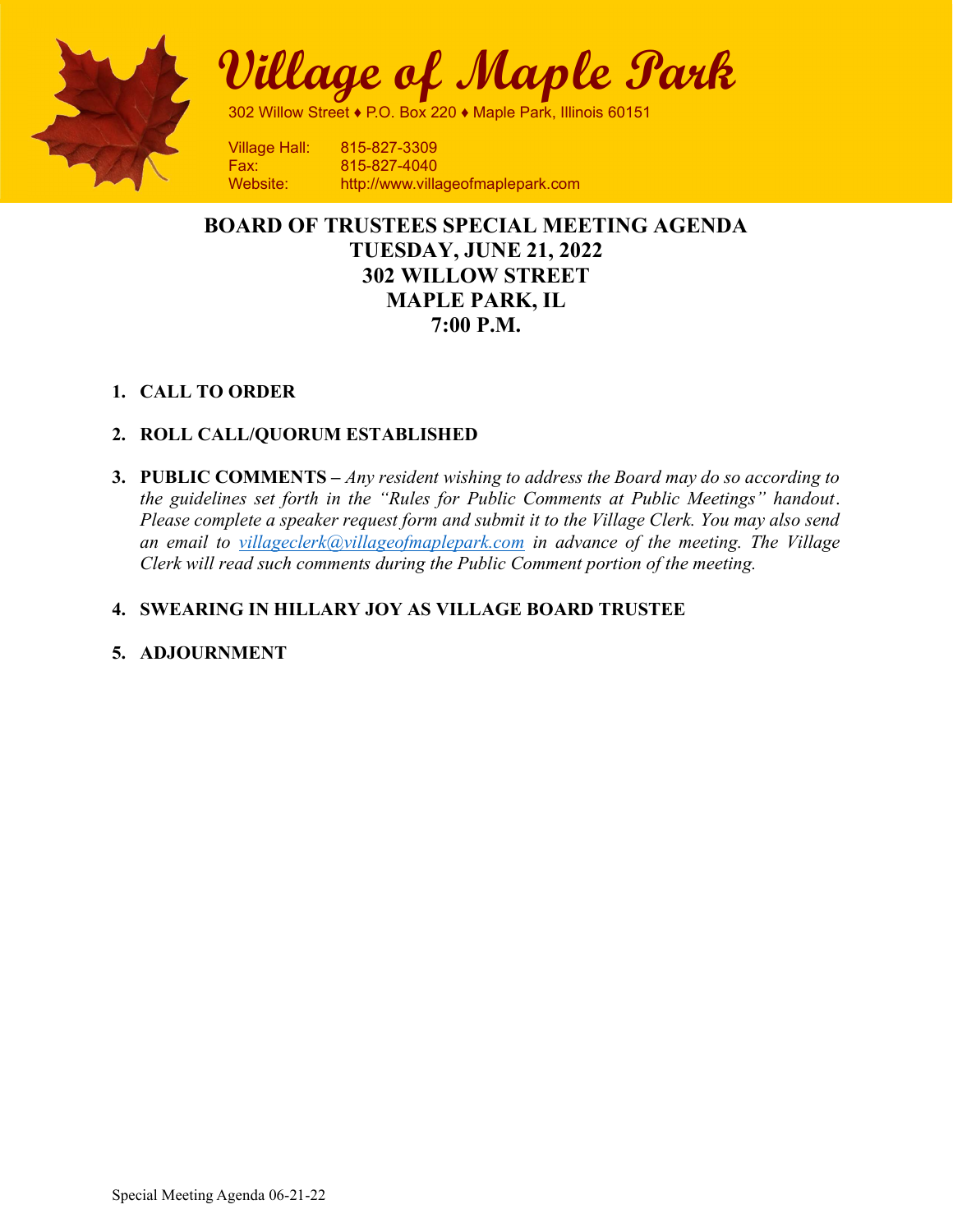# Village of Maple Park

302 Willow Street ♦ P.O. Box 220 ♦ Maple Park, Illinois 60151

Village Hall: 815-827-3309
Fax: 815-827-4040
Website: http://www.villageofmaplepark.com

## BOARD OF TRUSTEES SPECIAL MEETING AGENDA
## TUESDAY, JUNE 21, 2022
## 302 WILLOW STREET
## MAPLE PARK, IL
## 7:00 P.M.

1. **CALL TO ORDER**

2. **ROLL CALL/QUORUM ESTABLISHED**

3. **PUBLIC COMMENTS –** *Any resident wishing to address the Board may do so according to the guidelines set forth in the "Rules for Public Comments at Public Meetings" handout. Please complete a speaker request form and submit it to the Village Clerk. You may also send an email to villageclerk@villageofmaplepark.com in advance of the meeting. The Village Clerk will read such comments during the Public Comment portion of the meeting.*

4. **SWEARING IN HILLARY JOY AS VILLAGE BOARD TRUSTEE**

5. **ADJOURNMENT**

Special Meeting Agenda 06-21-22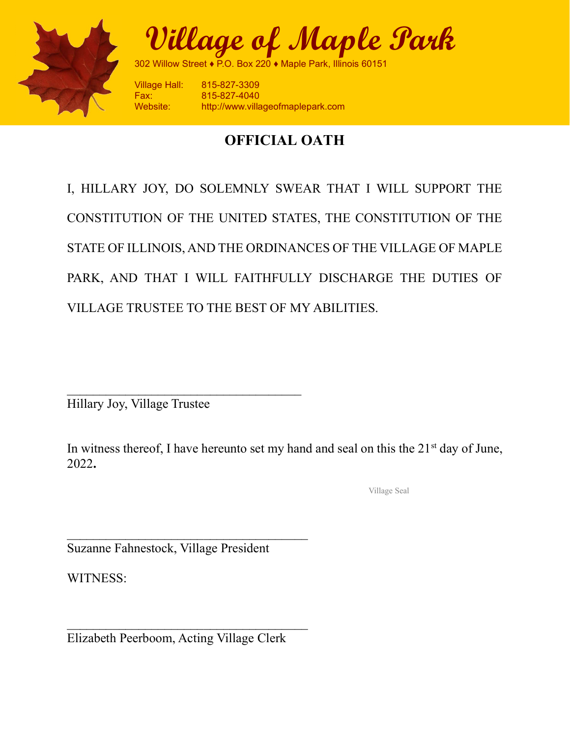# Village of Maple Park

302 Willow Street ♦ P.O. Box 220 ♦ Maple Park, Illinois 60151

Village Hall: 815-827-3309
Fax: 815-827-4040
Website: http://www.villageofmaplepark.com

## OFFICIAL OATH

I, HILLARY JOY, DO SOLEMNLY SWEAR THAT I WILL SUPPORT THE CONSTITUTION OF THE UNITED STATES, THE CONSTITUTION OF THE STATE OF ILLINOIS, AND THE ORDINANCES OF THE VILLAGE OF MAPLE PARK, AND THAT I WILL FAITHFULLY DISCHARGE THE DUTIES OF VILLAGE TRUSTEE TO THE BEST OF MY ABILITIES.

_____________________________________
Hillary Joy, Village Trustee

In witness thereof, I have hereunto set my hand and seal on this the 21st day of June, 2022.

Village Seal

_____________________________________
Suzanne Fahnestock, Village President

WITNESS:

_____________________________________
Elizabeth Peerboom, Acting Village Clerk